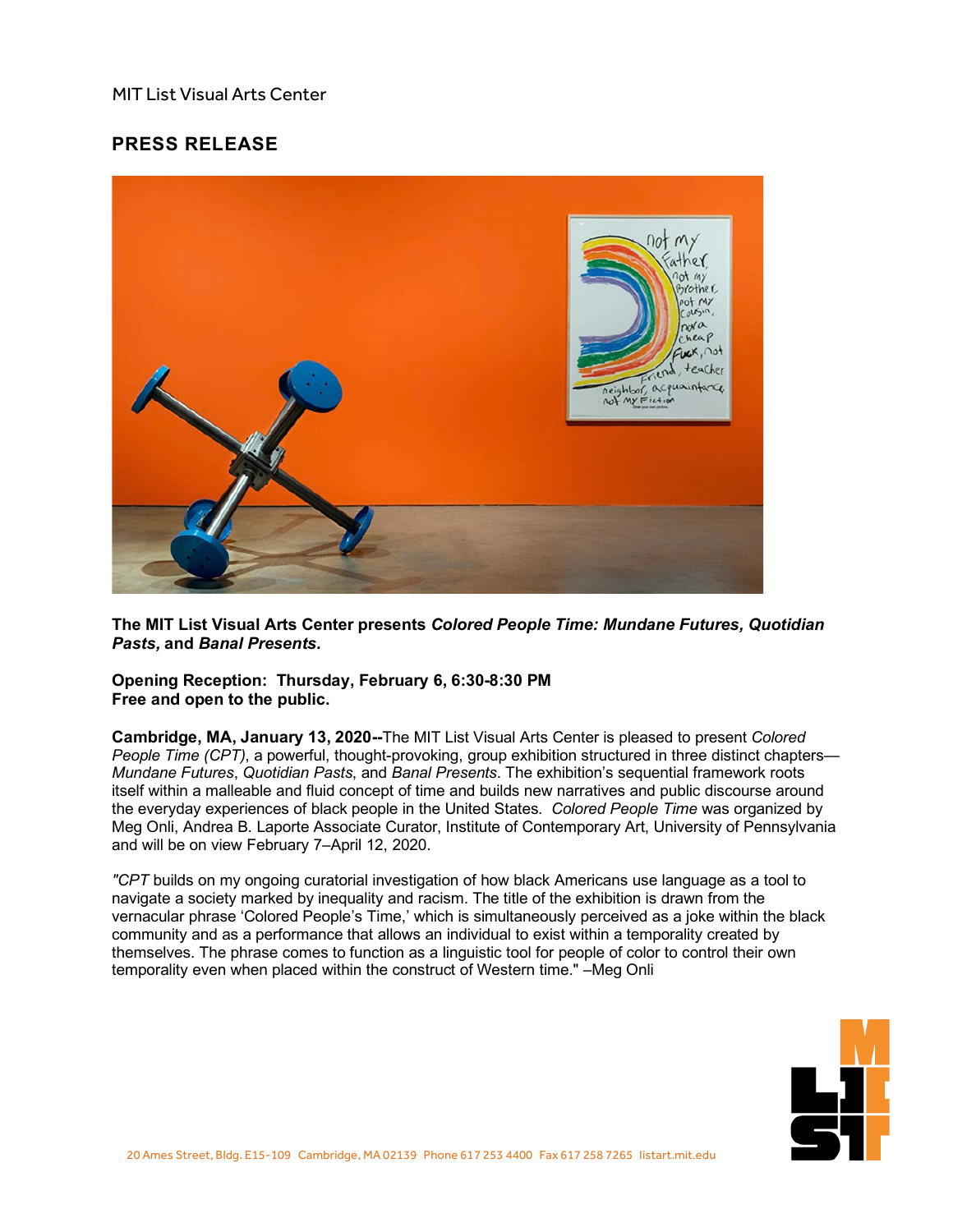MIT List Visual Arts Center

## PRESS RELEASE

**The MIT List Visual Arts Center presents *Colored People Time: Mundane Futures, Quotidian Pasts,* and *Banal Presents.***

**Opening Reception: Thursday, February 6, 6:30-8:30 PM**
**Free and open to the public.**

**Cambridge, MA, January 13, 2020--**The MIT List Visual Arts Center is pleased to present *Colored People Time (CPT)*, a powerful, thought-provoking, group exhibition structured in three distinct chapters—*Mundane Futures*, *Quotidian Pasts*, and *Banal Presents*. The exhibition's sequential framework roots itself within a malleable and fluid concept of time and builds new narratives and public discourse around the everyday experiences of black people in the United States. *Colored People Time* was organized by Meg Onli, Andrea B. Laporte Associate Curator, Institute of Contemporary Art, University of Pennsylvania and will be on view February 7–April 12, 2020.

*"CPT* builds on my ongoing curatorial investigation of how black Americans use language as a tool to navigate a society marked by inequality and racism. The title of the exhibition is drawn from the vernacular phrase 'Colored People's Time,' which is simultaneously perceived as a joke within the black community and as a performance that allows an individual to exist within a temporality created by themselves. The phrase comes to function as a linguistic tool for people of color to control their own temporality even when placed within the construct of Western time." –Meg Onli

20 Ames Street, Bldg. E15-109 Cambridge, MA 02139 Phone 617 253 4400 Fax 617 258 7265 listart.mit.edu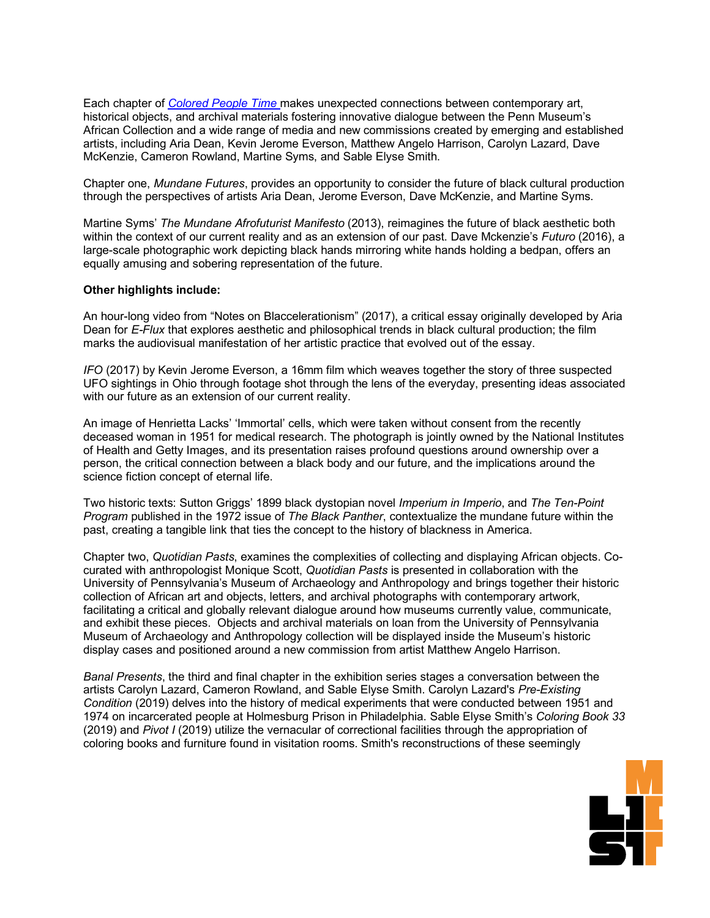Each chapter of *Colored People Time* makes unexpected connections between contemporary art, historical objects, and archival materials fostering innovative dialogue between the Penn Museum's African Collection and a wide range of media and new commissions created by emerging and established artists, including Aria Dean, Kevin Jerome Everson, Matthew Angelo Harrison, Carolyn Lazard, Dave McKenzie, Cameron Rowland, Martine Syms, and Sable Elyse Smith.

Chapter one, *Mundane Futures*, provides an opportunity to consider the future of black cultural production through the perspectives of artists Aria Dean, Jerome Everson, Dave McKenzie, and Martine Syms.

Martine Syms' *The Mundane Afrofuturist Manifesto* (2013), reimagines the future of black aesthetic both within the context of our current reality and as an extension of our past. Dave Mckenzie's *Futuro* (2016), a large-scale photographic work depicting black hands mirroring white hands holding a bedpan, offers an equally amusing and sobering representation of the future.

**Other highlights include:**

An hour-long video from "Notes on Blaccelerationism" (2017), a critical essay originally developed by Aria Dean for *E-Flux* that explores aesthetic and philosophical trends in black cultural production; the film marks the audiovisual manifestation of her artistic practice that evolved out of the essay.

*IFO* (2017) by Kevin Jerome Everson, a 16mm film which weaves together the story of three suspected UFO sightings in Ohio through footage shot through the lens of the everyday, presenting ideas associated with our future as an extension of our current reality.

An image of Henrietta Lacks' 'Immortal' cells, which were taken without consent from the recently deceased woman in 1951 for medical research. The photograph is jointly owned by the National Institutes of Health and Getty Images, and its presentation raises profound questions around ownership over a person, the critical connection between a black body and our future, and the implications around the science fiction concept of eternal life.

Two historic texts: Sutton Griggs' 1899 black dystopian novel *Imperium in Imperio*, and *The Ten-Point Program* published in the 1972 issue of *The Black Panther*, contextualize the mundane future within the past, creating a tangible link that ties the concept to the history of blackness in America.

Chapter two, *Quotidian Pasts*, examines the complexities of collecting and displaying African objects. Co-curated with anthropologist Monique Scott, *Quotidian Pasts* is presented in collaboration with the University of Pennsylvania's Museum of Archaeology and Anthropology and brings together their historic collection of African art and objects, letters, and archival photographs with contemporary artwork, facilitating a critical and globally relevant dialogue around how museums currently value, communicate, and exhibit these pieces. Objects and archival materials on loan from the University of Pennsylvania Museum of Archaeology and Anthropology collection will be displayed inside the Museum's historic display cases and positioned around a new commission from artist Matthew Angelo Harrison.

*Banal Presents*, the third and final chapter in the exhibition series stages a conversation between the artists Carolyn Lazard, Cameron Rowland, and Sable Elyse Smith. Carolyn Lazard's *Pre-Existing Condition* (2019) delves into the history of medical experiments that were conducted between 1951 and 1974 on incarcerated people at Holmesburg Prison in Philadelphia. Sable Elyse Smith's *Coloring Book 33* (2019) and *Pivot I* (2019) utilize the vernacular of correctional facilities through the appropriation of coloring books and furniture found in visitation rooms. Smith's reconstructions of these seemingly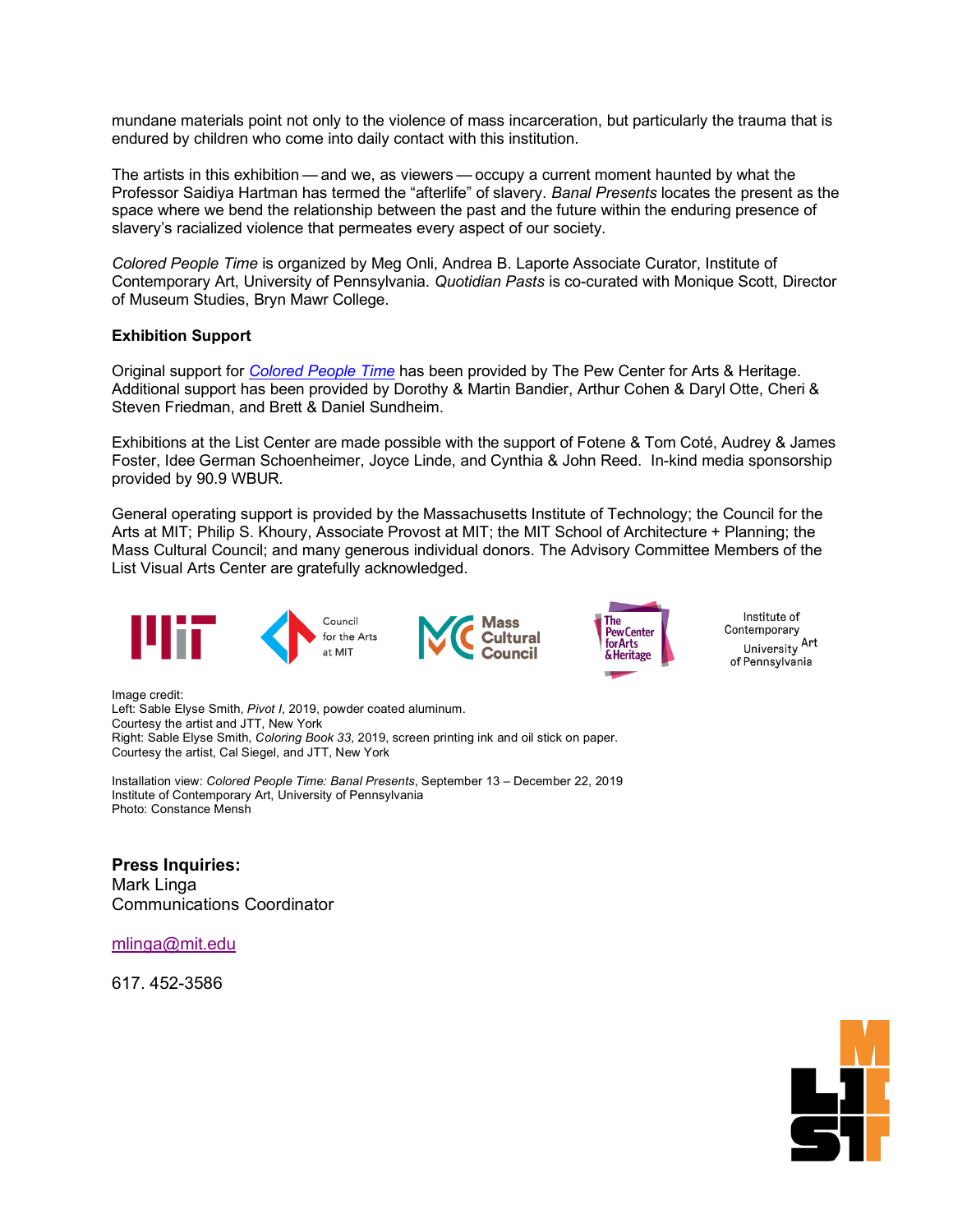mundane materials point not only to the violence of mass incarceration, but particularly the trauma that is endured by children who come into daily contact with this institution.

The artists in this exhibition — and we, as viewers — occupy a current moment haunted by what the Professor Saidiya Hartman has termed the "afterlife" of slavery. *Banal Presents* locates the present as the space where we bend the relationship between the past and the future within the enduring presence of slavery's racialized violence that permeates every aspect of our society.

*Colored People Time* is organized by Meg Onli, Andrea B. Laporte Associate Curator, Institute of Contemporary Art, University of Pennsylvania. *Quotidian Pasts* is co-curated with Monique Scott, Director of Museum Studies, Bryn Mawr College.

**Exhibition Support**

Original support for *Colored People Time* has been provided by The Pew Center for Arts & Heritage. Additional support has been provided by Dorothy & Martin Bandier, Arthur Cohen & Daryl Otte, Cheri & Steven Friedman, and Brett & Daniel Sundheim.

Exhibitions at the List Center are made possible with the support of Fotene & Tom Coté, Audrey & James Foster, Idee German Schoenheimer, Joyce Linde, and Cynthia & John Reed. In-kind media sponsorship provided by 90.9 WBUR.

General operating support is provided by the Massachusetts Institute of Technology; the Council for the Arts at MIT; Philip S. Khoury, Associate Provost at MIT; the MIT School of Architecture + Planning; the Mass Cultural Council; and many generous individual donors. The Advisory Committee Members of the List Visual Arts Center are gratefully acknowledged.

Image credit:
Left: Sable Elyse Smith, *Pivot I*, 2019, powder coated aluminum.
Courtesy the artist and JTT, New York
Right: Sable Elyse Smith, *Coloring Book 33*, 2019, screen printing ink and oil stick on paper.
Courtesy the artist, Cal Siegel, and JTT, New York

Installation view: *Colored People Time: Banal Presents*, September 13 – December 22, 2019
Institute of Contemporary Art, University of Pennsylvania
Photo: Constance Mensh

**Press Inquiries:**
Mark Linga
Communications Coordinator

mlinga@mit.edu

617. 452-3586